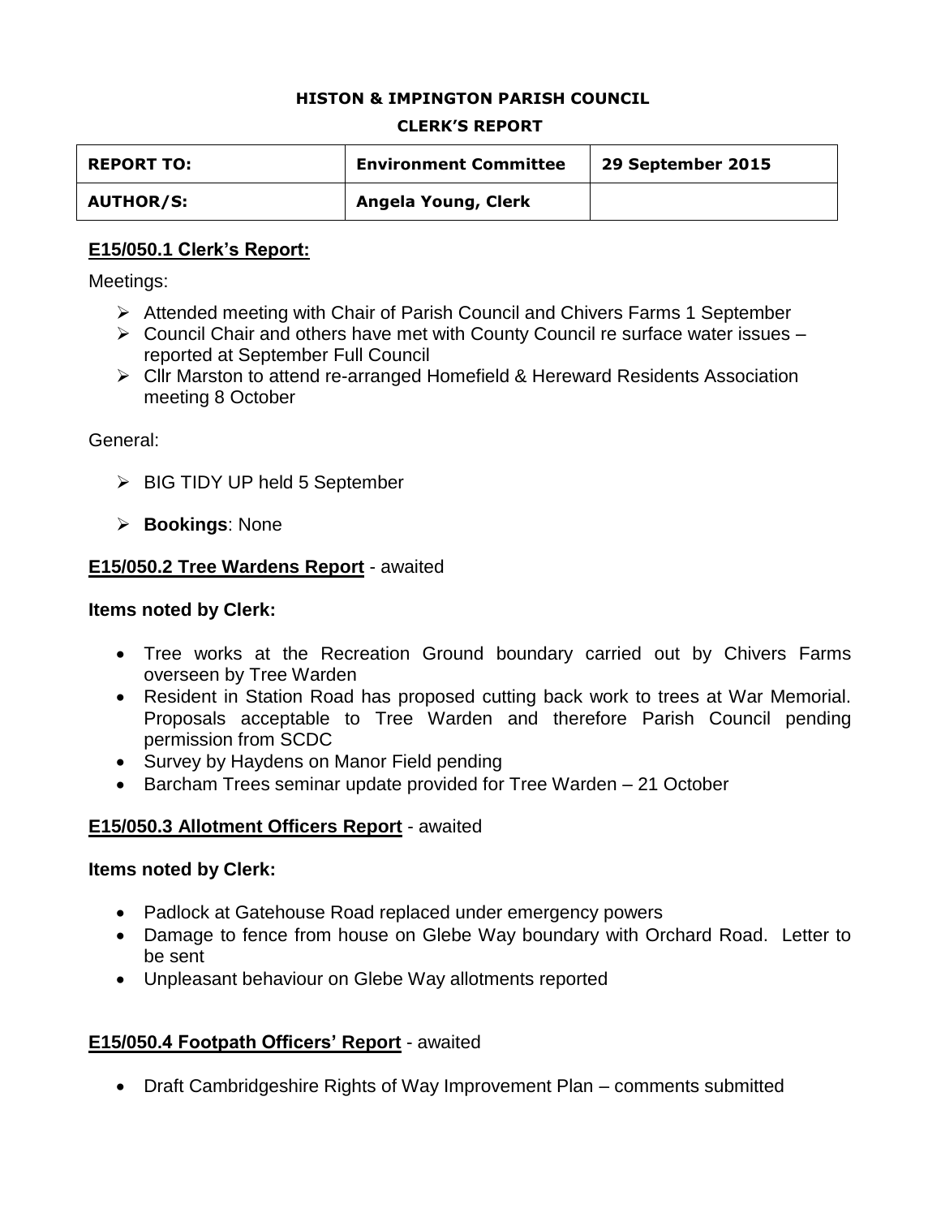**HISTON & IMPINGTON PARISH COUNCIL**

**CLERK'S REPORT**

| **REPORT TO:** | **Environment Committee** | **29 September 2015** |
|---|---|---|
| **AUTHOR/S:** | **Angela Young, Clerk** | |

## **E15/050.1 Clerk's Report:**

Meetings:

- Attended meeting with Chair of Parish Council and Chivers Farms 1 September
- Council Chair and others have met with County Council re surface water issues – reported at September Full Council
- Cllr Marston to attend re-arranged Homefield & Hereward Residents Association meeting 8 October

General:

- BIG TIDY UP held 5 September
- **Bookings**: None

## **E15/050.2 Tree Wardens Report** - awaited

**Items noted by Clerk:**

- Tree works at the Recreation Ground boundary carried out by Chivers Farms overseen by Tree Warden
- Resident in Station Road has proposed cutting back work to trees at War Memorial. Proposals acceptable to Tree Warden and therefore Parish Council pending permission from SCDC
- Survey by Haydens on Manor Field pending
- Barcham Trees seminar update provided for Tree Warden – 21 October

## **E15/050.3 Allotment Officers Report** - awaited

**Items noted by Clerk:**

- Padlock at Gatehouse Road replaced under emergency powers
- Damage to fence from house on Glebe Way boundary with Orchard Road. Letter to be sent
- Unpleasant behaviour on Glebe Way allotments reported

## **E15/050.4 Footpath Officers' Report** - awaited

- Draft Cambridgeshire Rights of Way Improvement Plan – comments submitted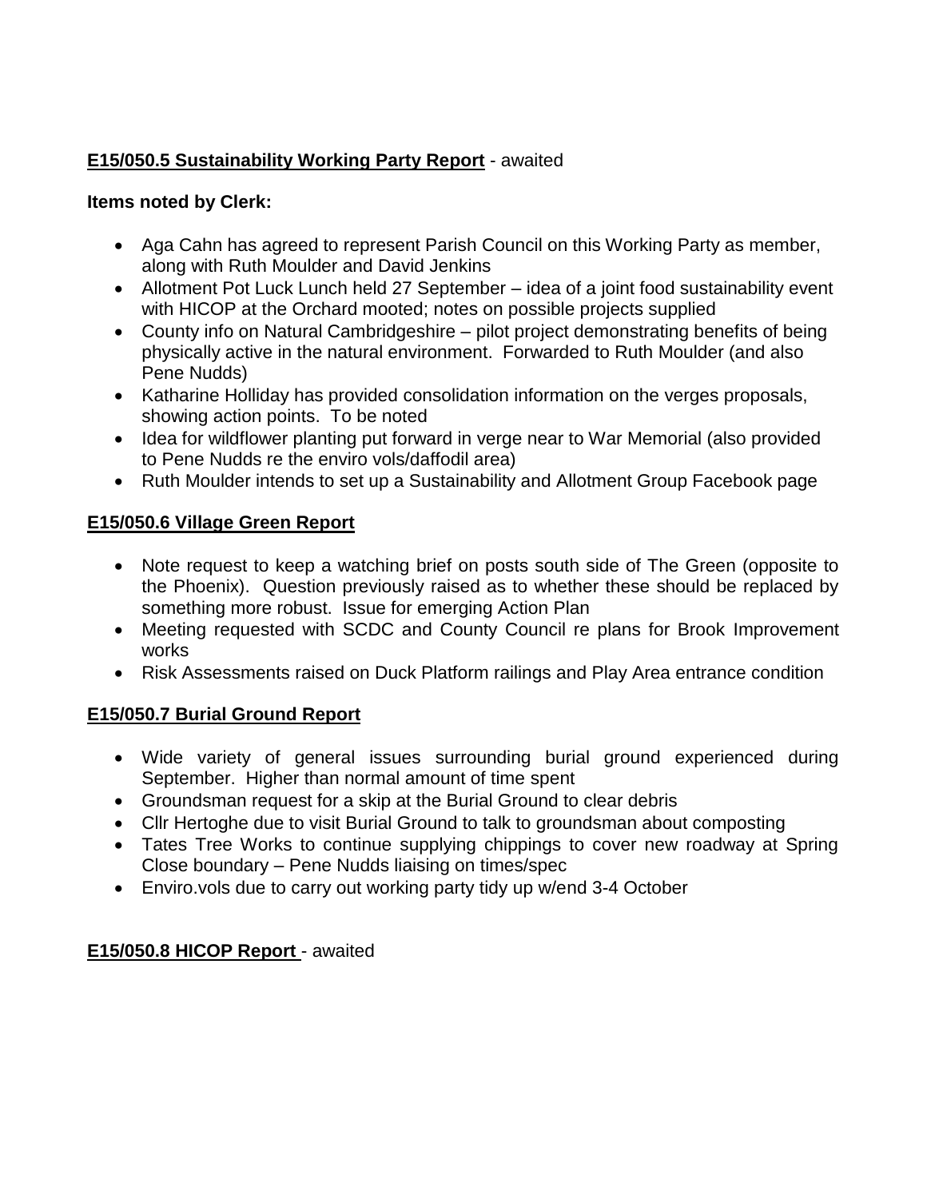**E15/050.5 Sustainability Working Party Report** - awaited

**Items noted by Clerk:**

- Aga Cahn has agreed to represent Parish Council on this Working Party as member, along with Ruth Moulder and David Jenkins
- Allotment Pot Luck Lunch held 27 September – idea of a joint food sustainability event with HICOP at the Orchard mooted; notes on possible projects supplied
- County info on Natural Cambridgeshire – pilot project demonstrating benefits of being physically active in the natural environment. Forwarded to Ruth Moulder (and also Pene Nudds)
- Katharine Holliday has provided consolidation information on the verges proposals, showing action points. To be noted
- Idea for wildflower planting put forward in verge near to War Memorial (also provided to Pene Nudds re the enviro vols/daffodil area)
- Ruth Moulder intends to set up a Sustainability and Allotment Group Facebook page

**E15/050.6 Village Green Report**

- Note request to keep a watching brief on posts south side of The Green (opposite to the Phoenix). Question previously raised as to whether these should be replaced by something more robust. Issue for emerging Action Plan
- Meeting requested with SCDC and County Council re plans for Brook Improvement works
- Risk Assessments raised on Duck Platform railings and Play Area entrance condition

**E15/050.7 Burial Ground Report**

- Wide variety of general issues surrounding burial ground experienced during September. Higher than normal amount of time spent
- Groundsman request for a skip at the Burial Ground to clear debris
- Cllr Hertoghe due to visit Burial Ground to talk to groundsman about composting
- Tates Tree Works to continue supplying chippings to cover new roadway at Spring Close boundary – Pene Nudds liaising on times/spec
- Enviro.vols due to carry out working party tidy up w/end 3-4 October

**E15/050.8 HICOP Report** - awaited